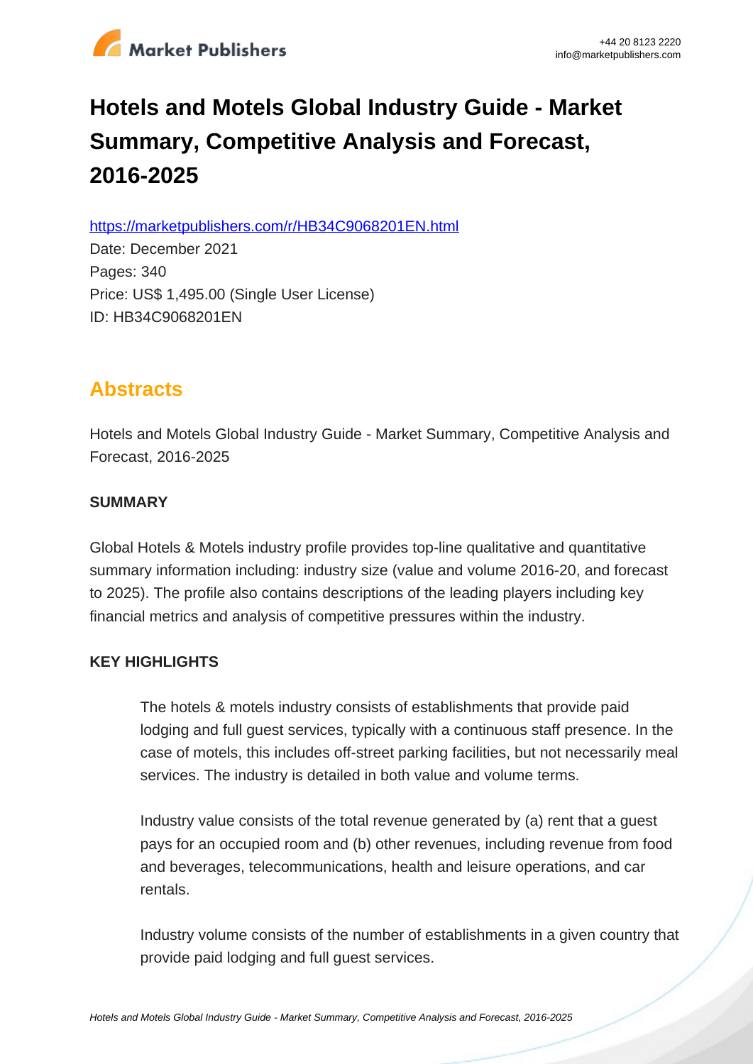# Hotels and Motels Global Industry Guide - Market Summary, Competitive Analysis and Forecast, 2016-2025

https://marketpublishers.com/r/HB34C9068201EN.html

Date: December 2021

Pages: 340

Price: US$ 1,495.00 (Single User License)

ID: HB34C9068201EN

## Abstracts

Hotels and Motels Global Industry Guide - Market Summary, Competitive Analysis and Forecast, 2016-2025

### SUMMARY

Global Hotels & Motels industry profile provides top-line qualitative and quantitative summary information including: industry size (value and volume 2016-20, and forecast to 2025). The profile also contains descriptions of the leading players including key financial metrics and analysis of competitive pressures within the industry.

### KEY HIGHLIGHTS

The hotels & motels industry consists of establishments that provide paid lodging and full guest services, typically with a continuous staff presence. In the case of motels, this includes off-street parking facilities, but not necessarily meal services. The industry is detailed in both value and volume terms.

Industry value consists of the total revenue generated by (a) rent that a guest pays for an occupied room and (b) other revenues, including revenue from food and beverages, telecommunications, health and leisure operations, and car rentals.

Industry volume consists of the number of establishments in a given country that provide paid lodging and full guest services.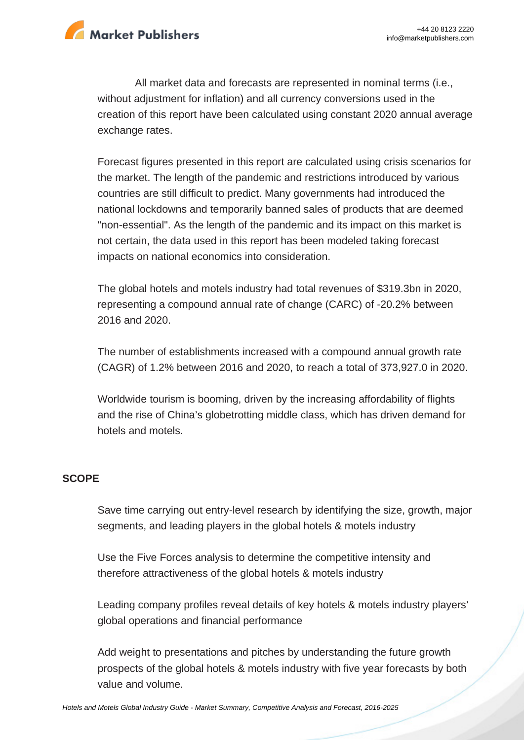All market data and forecasts are represented in nominal terms (i.e., without adjustment for inflation) and all currency conversions used in the creation of this report have been calculated using constant 2020 annual average exchange rates.

Forecast figures presented in this report are calculated using crisis scenarios for the market. The length of the pandemic and restrictions introduced by various countries are still difficult to predict. Many governments had introduced the national lockdowns and temporarily banned sales of products that are deemed "non-essential". As the length of the pandemic and its impact on this market is not certain, the data used in this report has been modeled taking forecast impacts on national economics into consideration.

The global hotels and motels industry had total revenues of $319.3bn in 2020, representing a compound annual rate of change (CARC) of -20.2% between 2016 and 2020.

The number of establishments increased with a compound annual growth rate (CAGR) of 1.2% between 2016 and 2020, to reach a total of 373,927.0 in 2020.

Worldwide tourism is booming, driven by the increasing affordability of flights and the rise of China's globetrotting middle class, which has driven demand for hotels and motels.

## SCOPE

Save time carrying out entry-level research by identifying the size, growth, major segments, and leading players in the global hotels & motels industry

Use the Five Forces analysis to determine the competitive intensity and therefore attractiveness of the global hotels & motels industry

Leading company profiles reveal details of key hotels & motels industry players' global operations and financial performance

Add weight to presentations and pitches by understanding the future growth prospects of the global hotels & motels industry with five year forecasts by both value and volume.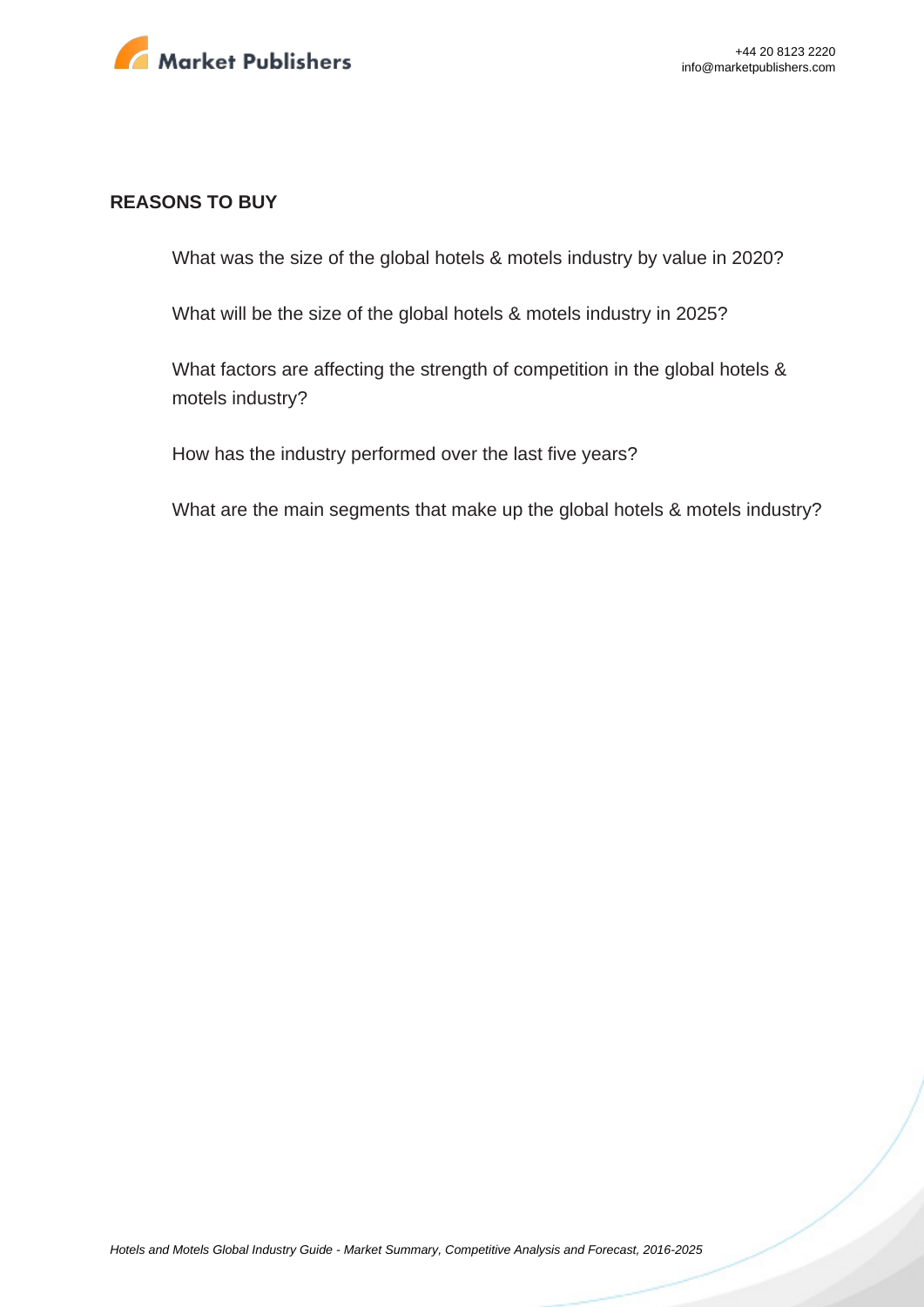## REASONS TO BUY

- What was the size of the global hotels & motels industry by value in 2020?
- What will be the size of the global hotels & motels industry in 2025?
- What factors are affecting the strength of competition in the global hotels & motels industry?
- How has the industry performed over the last five years?
- What are the main segments that make up the global hotels & motels industry?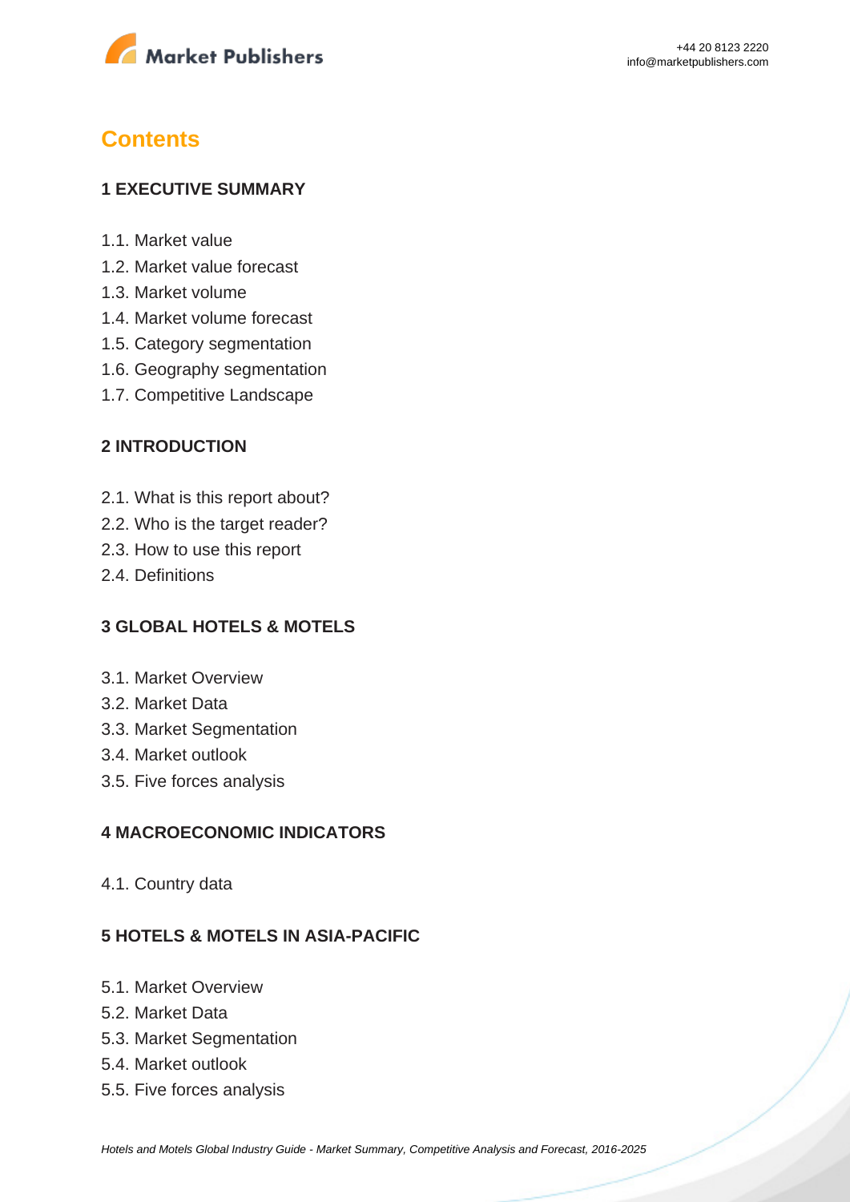# Contents

## 1 EXECUTIVE SUMMARY

1.1. Market value
1.2. Market value forecast
1.3. Market volume
1.4. Market volume forecast
1.5. Category segmentation
1.6. Geography segmentation
1.7. Competitive Landscape

## 2 INTRODUCTION

2.1. What is this report about?
2.2. Who is the target reader?
2.3. How to use this report
2.4. Definitions

## 3 GLOBAL HOTELS & MOTELS

3.1. Market Overview
3.2. Market Data
3.3. Market Segmentation
3.4. Market outlook
3.5. Five forces analysis

## 4 MACROECONOMIC INDICATORS

4.1. Country data

## 5 HOTELS & MOTELS IN ASIA-PACIFIC

5.1. Market Overview
5.2. Market Data
5.3. Market Segmentation
5.4. Market outlook
5.5. Five forces analysis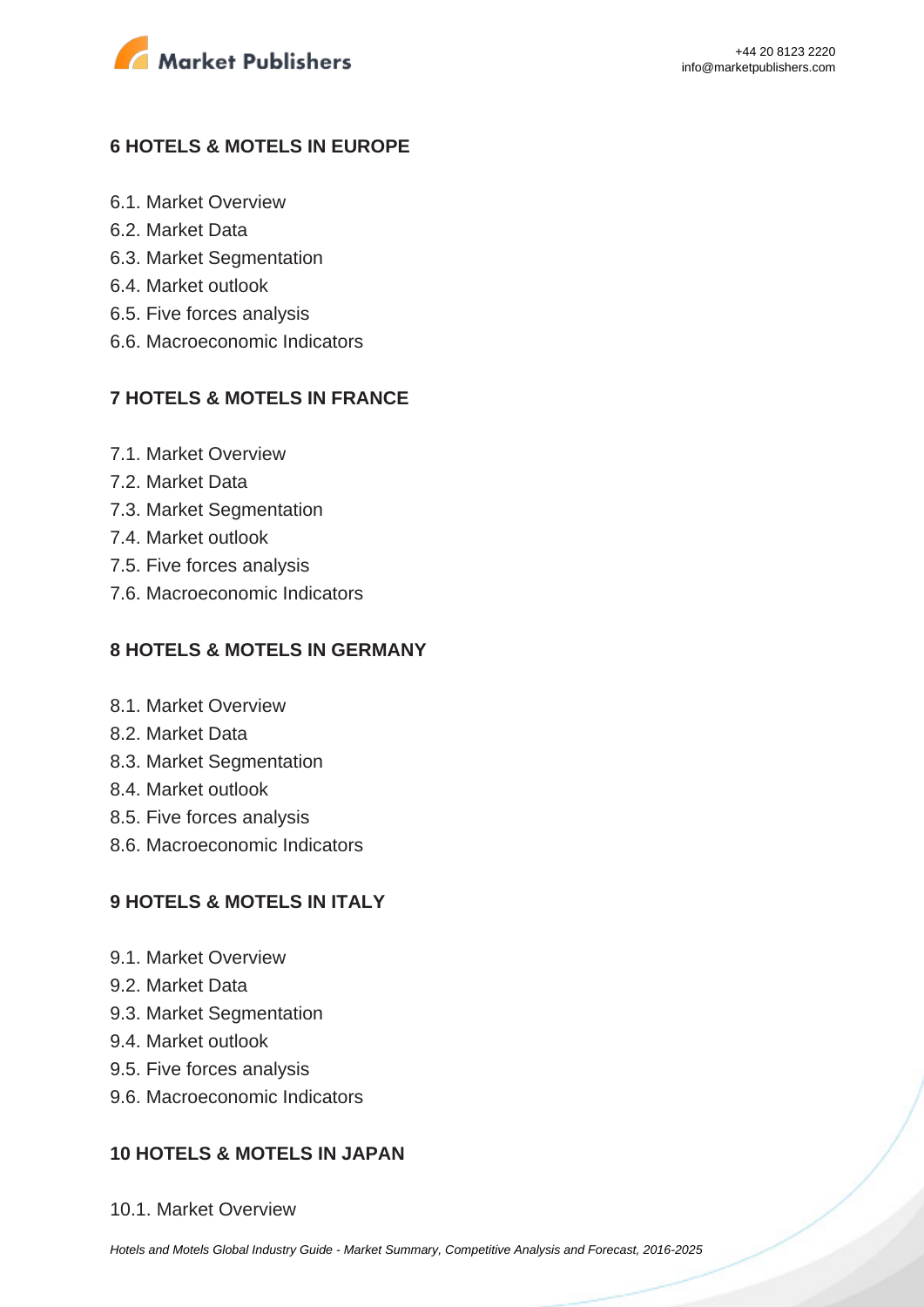### 6 HOTELS & MOTELS IN EUROPE

6.1. Market Overview
6.2. Market Data
6.3. Market Segmentation
6.4. Market outlook
6.5. Five forces analysis
6.6. Macroeconomic Indicators

### 7 HOTELS & MOTELS IN FRANCE

7.1. Market Overview
7.2. Market Data
7.3. Market Segmentation
7.4. Market outlook
7.5. Five forces analysis
7.6. Macroeconomic Indicators

### 8 HOTELS & MOTELS IN GERMANY

8.1. Market Overview
8.2. Market Data
8.3. Market Segmentation
8.4. Market outlook
8.5. Five forces analysis
8.6. Macroeconomic Indicators

### 9 HOTELS & MOTELS IN ITALY

9.1. Market Overview
9.2. Market Data
9.3. Market Segmentation
9.4. Market outlook
9.5. Five forces analysis
9.6. Macroeconomic Indicators

### 10 HOTELS & MOTELS IN JAPAN

10.1. Market Overview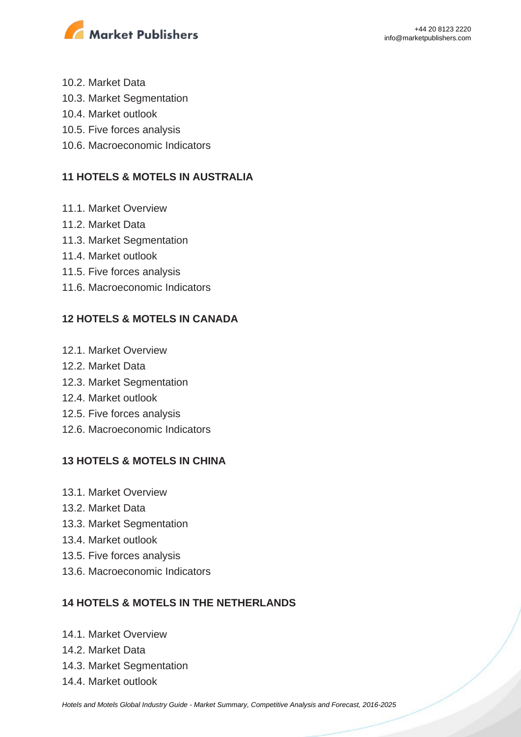10.2. Market Data
10.3. Market Segmentation
10.4. Market outlook
10.5. Five forces analysis
10.6. Macroeconomic Indicators

## 11 HOTELS & MOTELS IN AUSTRALIA

11.1. Market Overview
11.2. Market Data
11.3. Market Segmentation
11.4. Market outlook
11.5. Five forces analysis
11.6. Macroeconomic Indicators

## 12 HOTELS & MOTELS IN CANADA

12.1. Market Overview
12.2. Market Data
12.3. Market Segmentation
12.4. Market outlook
12.5. Five forces analysis
12.6. Macroeconomic Indicators

## 13 HOTELS & MOTELS IN CHINA

13.1. Market Overview
13.2. Market Data
13.3. Market Segmentation
13.4. Market outlook
13.5. Five forces analysis
13.6. Macroeconomic Indicators

## 14 HOTELS & MOTELS IN THE NETHERLANDS

14.1. Market Overview
14.2. Market Data
14.3. Market Segmentation
14.4. Market outlook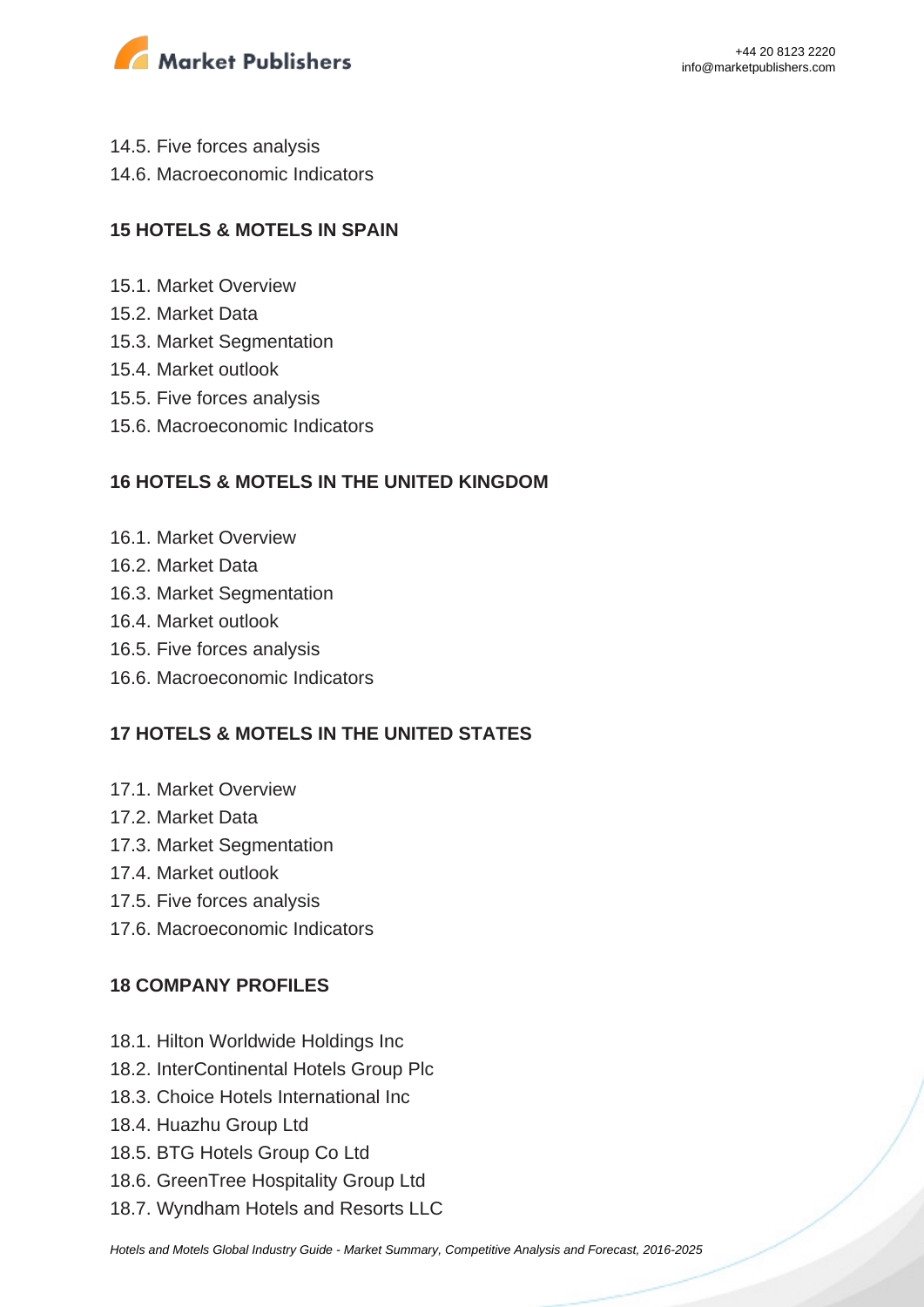14.5. Five forces analysis
14.6. Macroeconomic Indicators

## 15 HOTELS & MOTELS IN SPAIN

15.1. Market Overview
15.2. Market Data
15.3. Market Segmentation
15.4. Market outlook
15.5. Five forces analysis
15.6. Macroeconomic Indicators

## 16 HOTELS & MOTELS IN THE UNITED KINGDOM

16.1. Market Overview
16.2. Market Data
16.3. Market Segmentation
16.4. Market outlook
16.5. Five forces analysis
16.6. Macroeconomic Indicators

## 17 HOTELS & MOTELS IN THE UNITED STATES

17.1. Market Overview
17.2. Market Data
17.3. Market Segmentation
17.4. Market outlook
17.5. Five forces analysis
17.6. Macroeconomic Indicators

## 18 COMPANY PROFILES

18.1. Hilton Worldwide Holdings Inc
18.2. InterContinental Hotels Group Plc
18.3. Choice Hotels International Inc
18.4. Huazhu Group Ltd
18.5. BTG Hotels Group Co Ltd
18.6. GreenTree Hospitality Group Ltd
18.7. Wyndham Hotels and Resorts LLC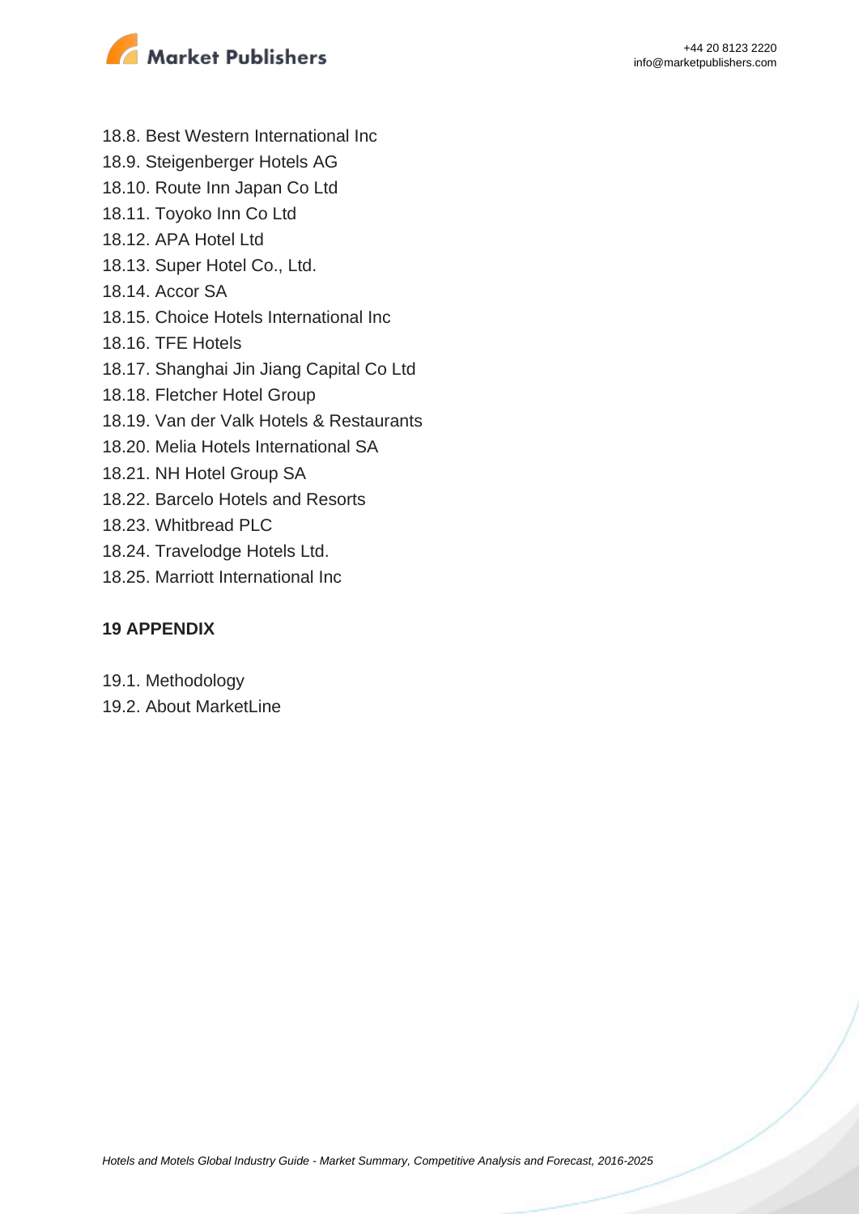18.8. Best Western International Inc
18.9. Steigenberger Hotels AG
18.10. Route Inn Japan Co Ltd
18.11. Toyoko Inn Co Ltd
18.12. APA Hotel Ltd
18.13. Super Hotel Co., Ltd.
18.14. Accor SA
18.15. Choice Hotels International Inc
18.16. TFE Hotels
18.17. Shanghai Jin Jiang Capital Co Ltd
18.18. Fletcher Hotel Group
18.19. Van der Valk Hotels & Restaurants
18.20. Melia Hotels International SA
18.21. NH Hotel Group SA
18.22. Barcelo Hotels and Resorts
18.23. Whitbread PLC
18.24. Travelodge Hotels Ltd.
18.25. Marriott International Inc

## 19 APPENDIX

19.1. Methodology
19.2. About MarketLine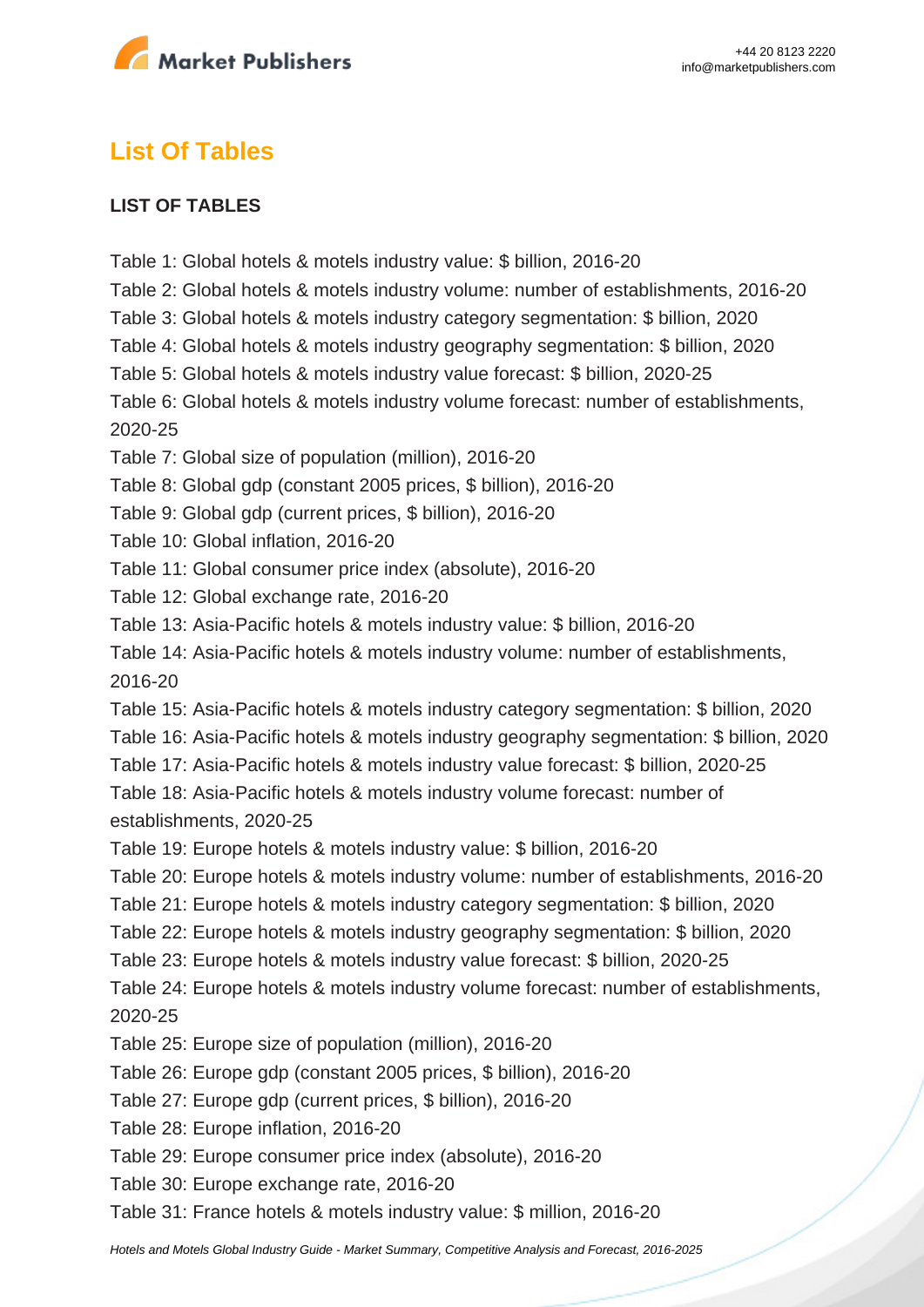## List Of Tables

**LIST OF TABLES**

Table 1: Global hotels & motels industry value: $ billion, 2016-20
Table 2: Global hotels & motels industry volume: number of establishments, 2016-20
Table 3: Global hotels & motels industry category segmentation: $ billion, 2020
Table 4: Global hotels & motels industry geography segmentation: $ billion, 2020
Table 5: Global hotels & motels industry value forecast: $ billion, 2020-25
Table 6: Global hotels & motels industry volume forecast: number of establishments, 2020-25
Table 7: Global size of population (million), 2016-20
Table 8: Global gdp (constant 2005 prices, $ billion), 2016-20
Table 9: Global gdp (current prices, $ billion), 2016-20
Table 10: Global inflation, 2016-20
Table 11: Global consumer price index (absolute), 2016-20
Table 12: Global exchange rate, 2016-20
Table 13: Asia-Pacific hotels & motels industry value: $ billion, 2016-20
Table 14: Asia-Pacific hotels & motels industry volume: number of establishments, 2016-20
Table 15: Asia-Pacific hotels & motels industry category segmentation: $ billion, 2020
Table 16: Asia-Pacific hotels & motels industry geography segmentation: $ billion, 2020
Table 17: Asia-Pacific hotels & motels industry value forecast: $ billion, 2020-25
Table 18: Asia-Pacific hotels & motels industry volume forecast: number of establishments, 2020-25
Table 19: Europe hotels & motels industry value: $ billion, 2016-20
Table 20: Europe hotels & motels industry volume: number of establishments, 2016-20
Table 21: Europe hotels & motels industry category segmentation: $ billion, 2020
Table 22: Europe hotels & motels industry geography segmentation: $ billion, 2020
Table 23: Europe hotels & motels industry value forecast: $ billion, 2020-25
Table 24: Europe hotels & motels industry volume forecast: number of establishments, 2020-25
Table 25: Europe size of population (million), 2016-20
Table 26: Europe gdp (constant 2005 prices, $ billion), 2016-20
Table 27: Europe gdp (current prices, $ billion), 2016-20
Table 28: Europe inflation, 2016-20
Table 29: Europe consumer price index (absolute), 2016-20
Table 30: Europe exchange rate, 2016-20
Table 31: France hotels & motels industry value: $ million, 2016-20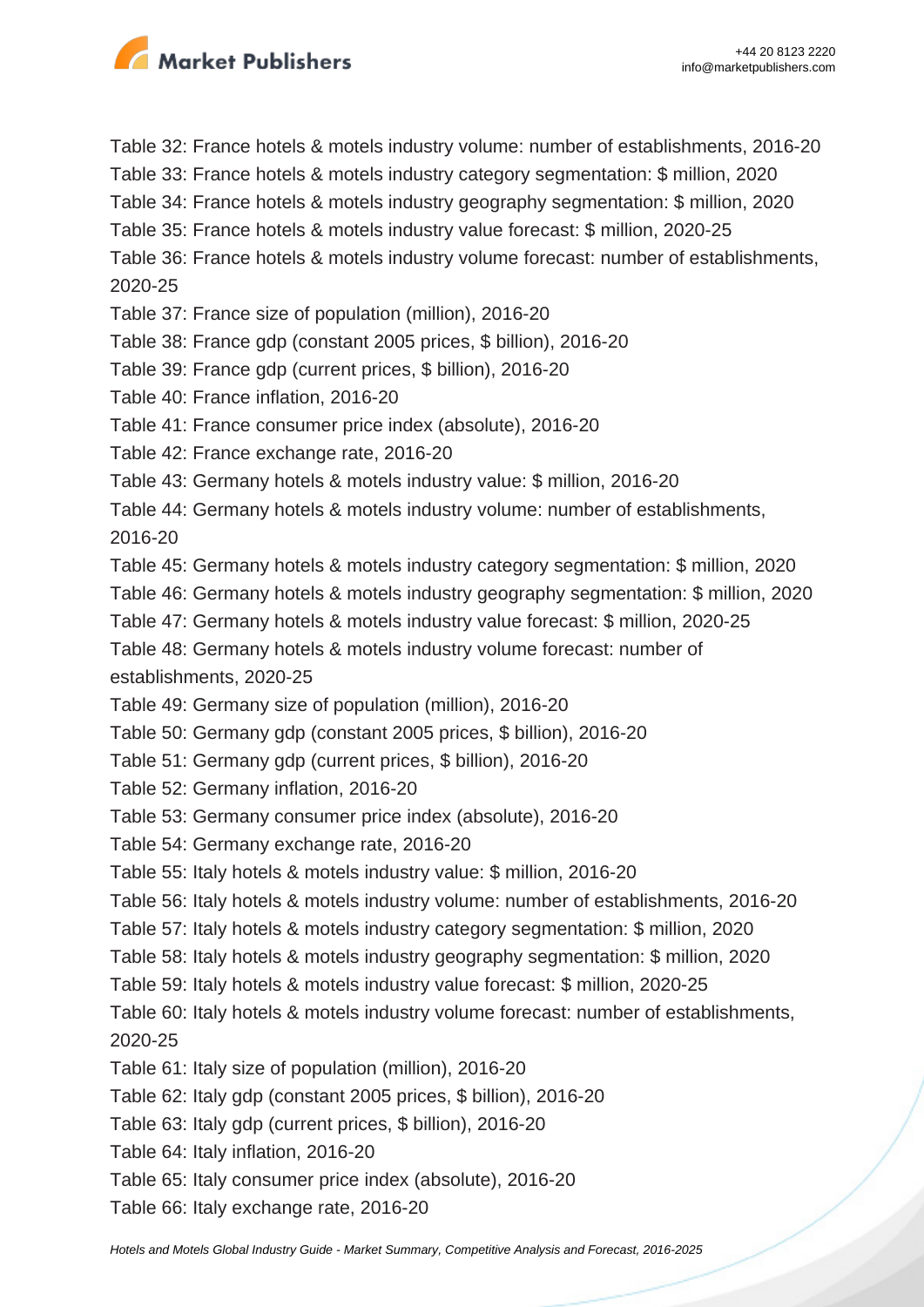Table 32: France hotels & motels industry volume: number of establishments, 2016-20
Table 33: France hotels & motels industry category segmentation: $ million, 2020
Table 34: France hotels & motels industry geography segmentation: $ million, 2020
Table 35: France hotels & motels industry value forecast: $ million, 2020-25
Table 36: France hotels & motels industry volume forecast: number of establishments, 2020-25
Table 37: France size of population (million), 2016-20
Table 38: France gdp (constant 2005 prices, $ billion), 2016-20
Table 39: France gdp (current prices, $ billion), 2016-20
Table 40: France inflation, 2016-20
Table 41: France consumer price index (absolute), 2016-20
Table 42: France exchange rate, 2016-20
Table 43: Germany hotels & motels industry value: $ million, 2016-20
Table 44: Germany hotels & motels industry volume: number of establishments, 2016-20
Table 45: Germany hotels & motels industry category segmentation: $ million, 2020
Table 46: Germany hotels & motels industry geography segmentation: $ million, 2020
Table 47: Germany hotels & motels industry value forecast: $ million, 2020-25
Table 48: Germany hotels & motels industry volume forecast: number of establishments, 2020-25
Table 49: Germany size of population (million), 2016-20
Table 50: Germany gdp (constant 2005 prices, $ billion), 2016-20
Table 51: Germany gdp (current prices, $ billion), 2016-20
Table 52: Germany inflation, 2016-20
Table 53: Germany consumer price index (absolute), 2016-20
Table 54: Germany exchange rate, 2016-20
Table 55: Italy hotels & motels industry value: $ million, 2016-20
Table 56: Italy hotels & motels industry volume: number of establishments, 2016-20
Table 57: Italy hotels & motels industry category segmentation: $ million, 2020
Table 58: Italy hotels & motels industry geography segmentation: $ million, 2020
Table 59: Italy hotels & motels industry value forecast: $ million, 2020-25
Table 60: Italy hotels & motels industry volume forecast: number of establishments, 2020-25
Table 61: Italy size of population (million), 2016-20
Table 62: Italy gdp (constant 2005 prices, $ billion), 2016-20
Table 63: Italy gdp (current prices, $ billion), 2016-20
Table 64: Italy inflation, 2016-20
Table 65: Italy consumer price index (absolute), 2016-20
Table 66: Italy exchange rate, 2016-20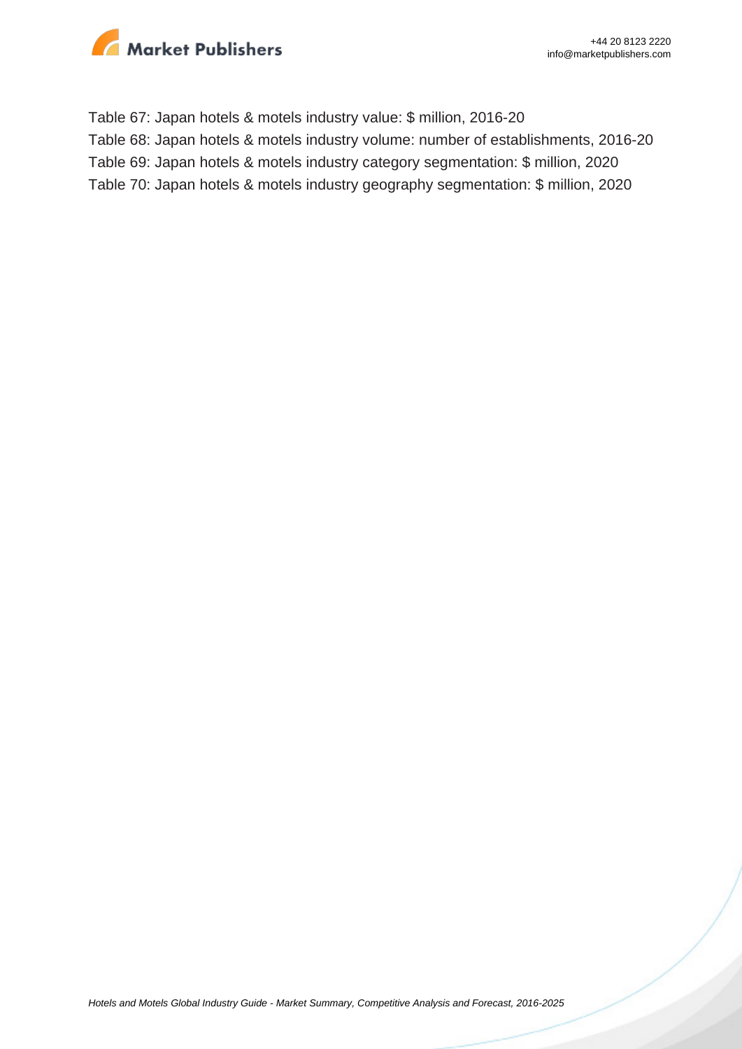Table 67: Japan hotels & motels industry value: $ million, 2016-20
Table 68: Japan hotels & motels industry volume: number of establishments, 2016-20
Table 69: Japan hotels & motels industry category segmentation: $ million, 2020
Table 70: Japan hotels & motels industry geography segmentation: $ million, 2020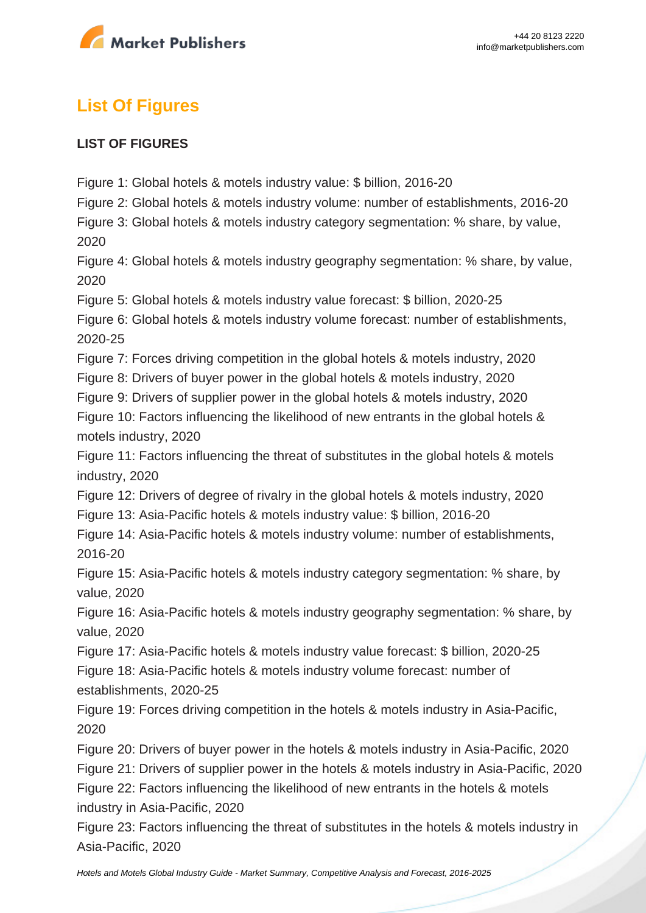## List Of Figures

**LIST OF FIGURES**

Figure 1: Global hotels & motels industry value: $ billion, 2016-20
Figure 2: Global hotels & motels industry volume: number of establishments, 2016-20
Figure 3: Global hotels & motels industry category segmentation: % share, by value, 2020
Figure 4: Global hotels & motels industry geography segmentation: % share, by value, 2020
Figure 5: Global hotels & motels industry value forecast: $ billion, 2020-25
Figure 6: Global hotels & motels industry volume forecast: number of establishments, 2020-25
Figure 7: Forces driving competition in the global hotels & motels industry, 2020
Figure 8: Drivers of buyer power in the global hotels & motels industry, 2020
Figure 9: Drivers of supplier power in the global hotels & motels industry, 2020
Figure 10: Factors influencing the likelihood of new entrants in the global hotels & motels industry, 2020
Figure 11: Factors influencing the threat of substitutes in the global hotels & motels industry, 2020
Figure 12: Drivers of degree of rivalry in the global hotels & motels industry, 2020
Figure 13: Asia-Pacific hotels & motels industry value: $ billion, 2016-20
Figure 14: Asia-Pacific hotels & motels industry volume: number of establishments, 2016-20
Figure 15: Asia-Pacific hotels & motels industry category segmentation: % share, by value, 2020
Figure 16: Asia-Pacific hotels & motels industry geography segmentation: % share, by value, 2020
Figure 17: Asia-Pacific hotels & motels industry value forecast: $ billion, 2020-25
Figure 18: Asia-Pacific hotels & motels industry volume forecast: number of establishments, 2020-25
Figure 19: Forces driving competition in the hotels & motels industry in Asia-Pacific, 2020
Figure 20: Drivers of buyer power in the hotels & motels industry in Asia-Pacific, 2020
Figure 21: Drivers of supplier power in the hotels & motels industry in Asia-Pacific, 2020
Figure 22: Factors influencing the likelihood of new entrants in the hotels & motels industry in Asia-Pacific, 2020
Figure 23: Factors influencing the threat of substitutes in the hotels & motels industry in Asia-Pacific, 2020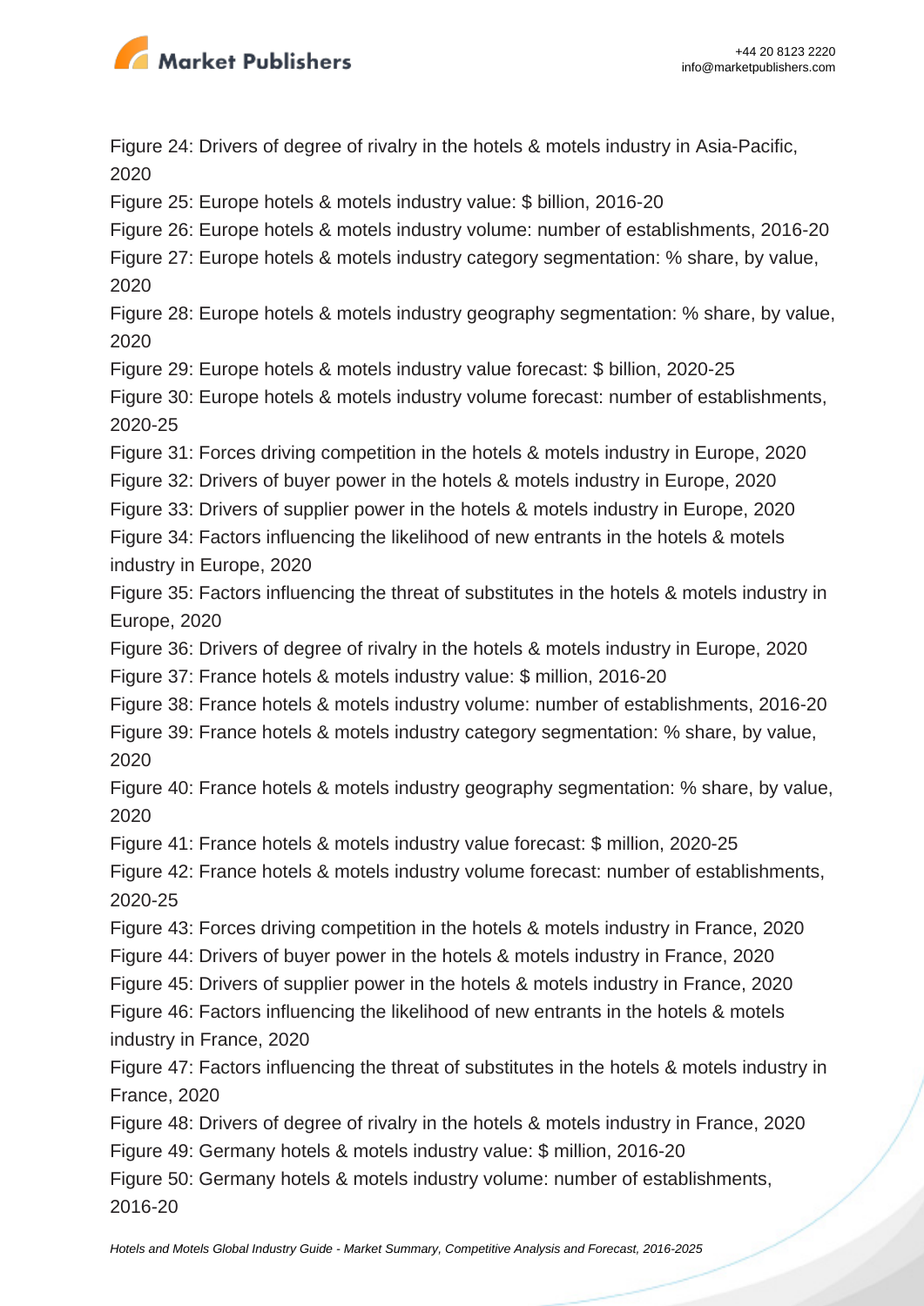Figure 24: Drivers of degree of rivalry in the hotels & motels industry in Asia-Pacific, 2020

Figure 25: Europe hotels & motels industry value: $ billion, 2016-20

Figure 26: Europe hotels & motels industry volume: number of establishments, 2016-20

Figure 27: Europe hotels & motels industry category segmentation: % share, by value, 2020

Figure 28: Europe hotels & motels industry geography segmentation: % share, by value, 2020

Figure 29: Europe hotels & motels industry value forecast: $ billion, 2020-25

Figure 30: Europe hotels & motels industry volume forecast: number of establishments, 2020-25

Figure 31: Forces driving competition in the hotels & motels industry in Europe, 2020

Figure 32: Drivers of buyer power in the hotels & motels industry in Europe, 2020

Figure 33: Drivers of supplier power in the hotels & motels industry in Europe, 2020

Figure 34: Factors influencing the likelihood of new entrants in the hotels & motels industry in Europe, 2020

Figure 35: Factors influencing the threat of substitutes in the hotels & motels industry in Europe, 2020

Figure 36: Drivers of degree of rivalry in the hotels & motels industry in Europe, 2020

Figure 37: France hotels & motels industry value: $ million, 2016-20

Figure 38: France hotels & motels industry volume: number of establishments, 2016-20

Figure 39: France hotels & motels industry category segmentation: % share, by value, 2020

Figure 40: France hotels & motels industry geography segmentation: % share, by value, 2020

Figure 41: France hotels & motels industry value forecast: $ million, 2020-25

Figure 42: France hotels & motels industry volume forecast: number of establishments, 2020-25

Figure 43: Forces driving competition in the hotels & motels industry in France, 2020

Figure 44: Drivers of buyer power in the hotels & motels industry in France, 2020

Figure 45: Drivers of supplier power in the hotels & motels industry in France, 2020

Figure 46: Factors influencing the likelihood of new entrants in the hotels & motels industry in France, 2020

Figure 47: Factors influencing the threat of substitutes in the hotels & motels industry in France, 2020

Figure 48: Drivers of degree of rivalry in the hotels & motels industry in France, 2020

Figure 49: Germany hotels & motels industry value: $ million, 2016-20

Figure 50: Germany hotels & motels industry volume: number of establishments, 2016-20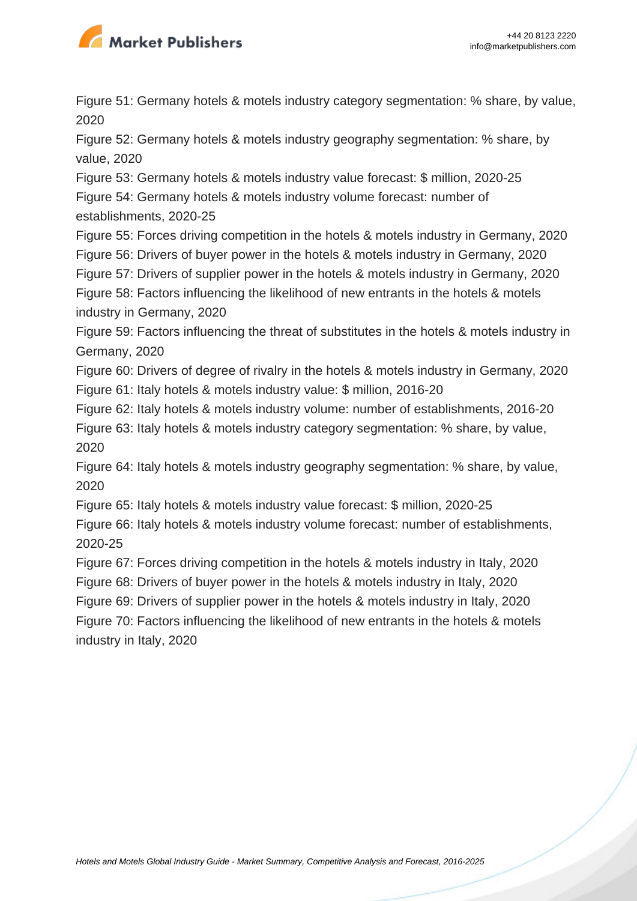Figure 51: Germany hotels & motels industry category segmentation: % share, by value, 2020

Figure 52: Germany hotels & motels industry geography segmentation: % share, by value, 2020

Figure 53: Germany hotels & motels industry value forecast: $ million, 2020-25

Figure 54: Germany hotels & motels industry volume forecast: number of establishments, 2020-25

Figure 55: Forces driving competition in the hotels & motels industry in Germany, 2020

Figure 56: Drivers of buyer power in the hotels & motels industry in Germany, 2020

Figure 57: Drivers of supplier power in the hotels & motels industry in Germany, 2020

Figure 58: Factors influencing the likelihood of new entrants in the hotels & motels industry in Germany, 2020

Figure 59: Factors influencing the threat of substitutes in the hotels & motels industry in Germany, 2020

Figure 60: Drivers of degree of rivalry in the hotels & motels industry in Germany, 2020

Figure 61: Italy hotels & motels industry value: $ million, 2016-20

Figure 62: Italy hotels & motels industry volume: number of establishments, 2016-20

Figure 63: Italy hotels & motels industry category segmentation: % share, by value, 2020

Figure 64: Italy hotels & motels industry geography segmentation: % share, by value, 2020

Figure 65: Italy hotels & motels industry value forecast: $ million, 2020-25

Figure 66: Italy hotels & motels industry volume forecast: number of establishments, 2020-25

Figure 67: Forces driving competition in the hotels & motels industry in Italy, 2020

Figure 68: Drivers of buyer power in the hotels & motels industry in Italy, 2020

Figure 69: Drivers of supplier power in the hotels & motels industry in Italy, 2020

Figure 70: Factors influencing the likelihood of new entrants in the hotels & motels industry in Italy, 2020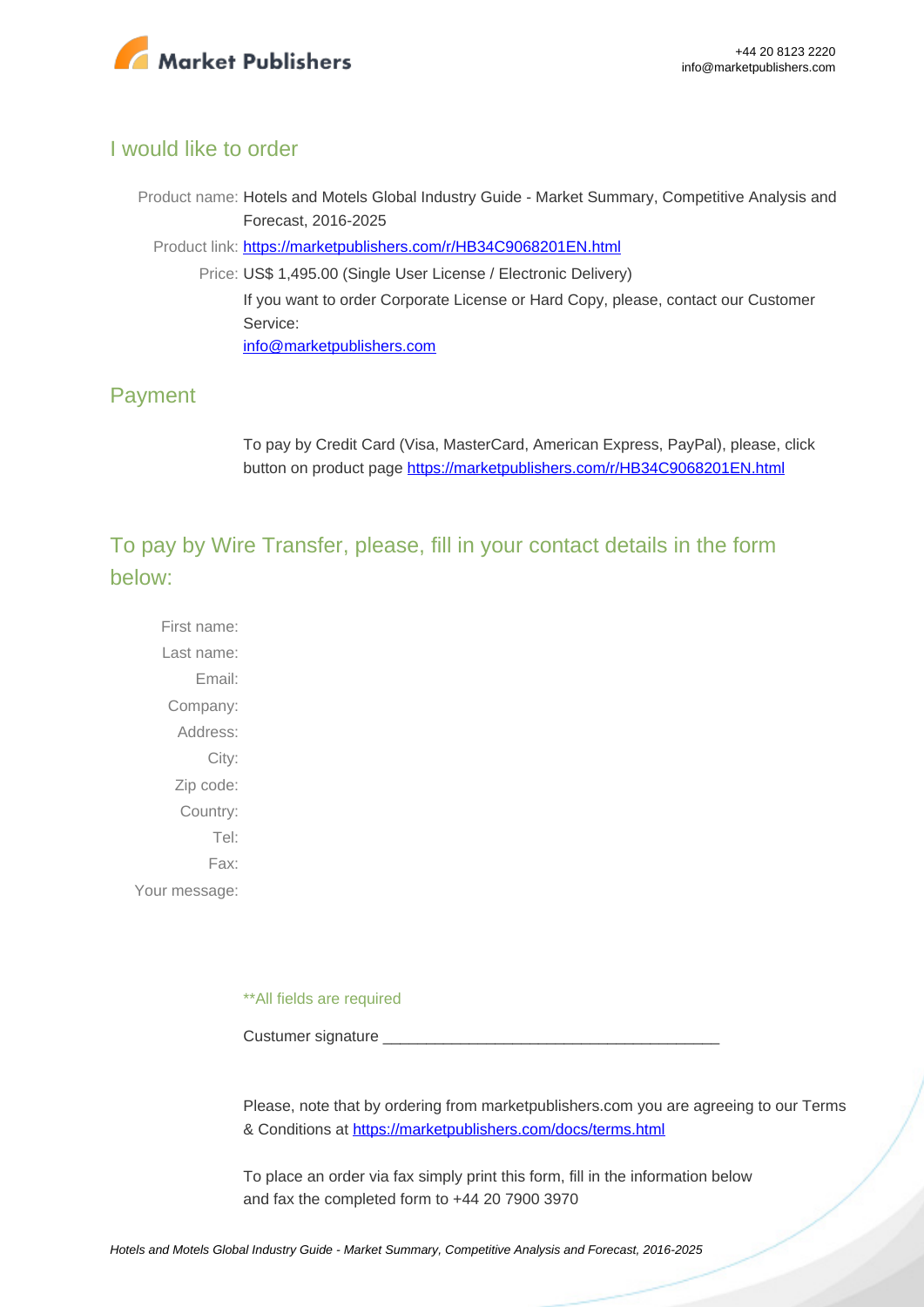## I would like to order

Product name: Hotels and Motels Global Industry Guide - Market Summary, Competitive Analysis and Forecast, 2016-2025

Product link: https://marketpublishers.com/r/HB34C9068201EN.html

Price: US$ 1,495.00 (Single User License / Electronic Delivery)

If you want to order Corporate License or Hard Copy, please, contact our Customer Service:

info@marketpublishers.com

## Payment

To pay by Credit Card (Visa, MasterCard, American Express, PayPal), please, click button on product page https://marketpublishers.com/r/HB34C9068201EN.html

## To pay by Wire Transfer, please, fill in your contact details in the form below:

First name:

Last name:

Email:

Company:

Address:

City:

Zip code:

Country:

Tel:

Fax:

Your message:

**All fields are required

Custumer signature _______________________________________

Please, note that by ordering from marketpublishers.com you are agreeing to our Terms & Conditions at https://marketpublishers.com/docs/terms.html

To place an order via fax simply print this form, fill in the information below and fax the completed form to +44 20 7900 3970